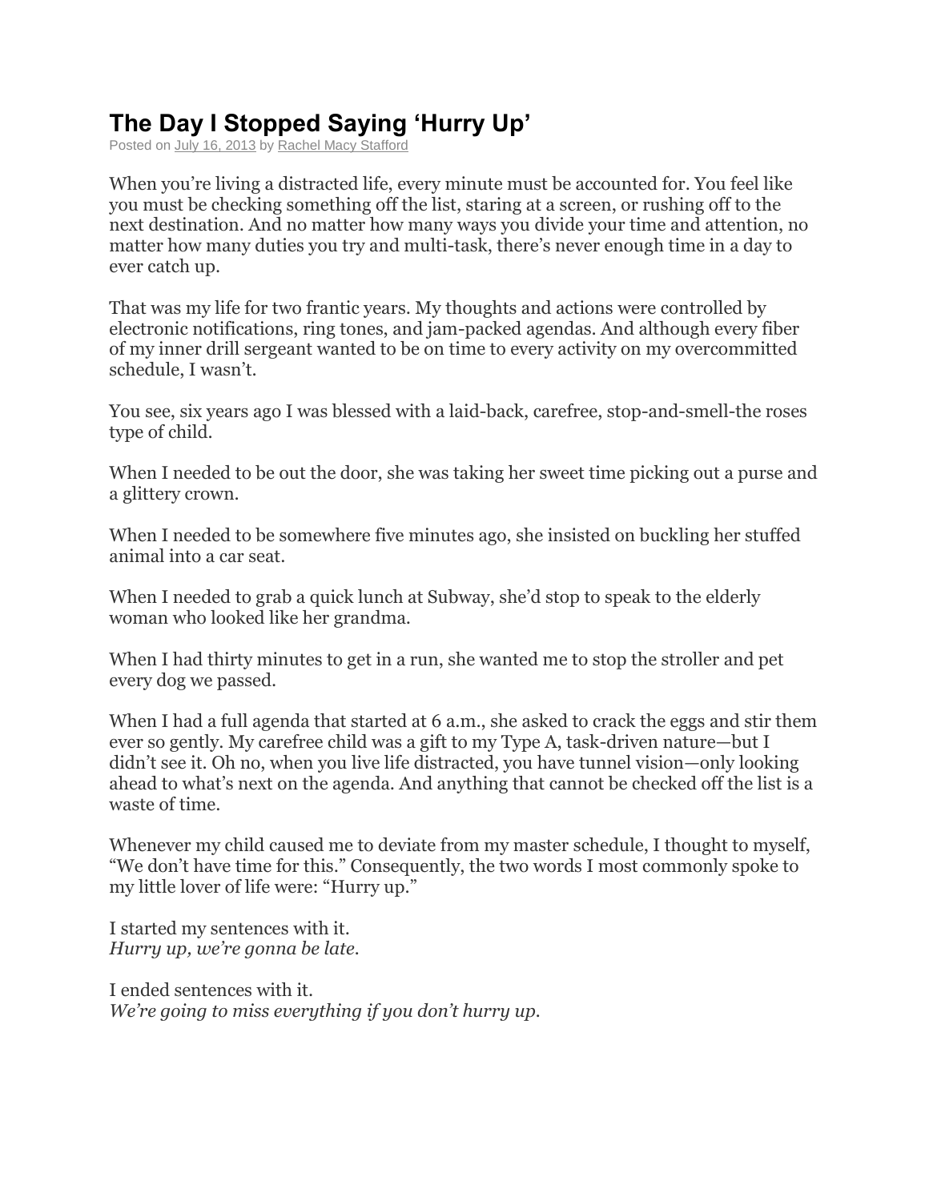# The Day I Stopped Saying 'Hurry Up'

Posted on July 16, 2013 by Rachel Macy Stafford

When you're living a distracted life, every minute must be accounted for. You feel like you must be checking something off the list, staring at a screen, or rushing off to the next destination. And no matter how many ways you divide your time and attention, no matter how many duties you try and multi-task, there's never enough time in a day to ever catch up.

That was my life for two frantic years. My thoughts and actions were controlled by electronic notifications, ring tones, and jam-packed agendas. And although every fiber of my inner drill sergeant wanted to be on time to every activity on my overcommitted schedule, I wasn't.

You see, six years ago I was blessed with a laid-back, carefree, stop-and-smell-the roses type of child.

When I needed to be out the door, she was taking her sweet time picking out a purse and a glittery crown.

When I needed to be somewhere five minutes ago, she insisted on buckling her stuffed animal into a car seat.

When I needed to grab a quick lunch at Subway, she'd stop to speak to the elderly woman who looked like her grandma.

When I had thirty minutes to get in a run, she wanted me to stop the stroller and pet every dog we passed.

When I had a full agenda that started at 6 a.m., she asked to crack the eggs and stir them ever so gently. My carefree child was a gift to my Type A, task-driven nature—but I didn't see it. Oh no, when you live life distracted, you have tunnel vision—only looking ahead to what's next on the agenda. And anything that cannot be checked off the list is a waste of time.

Whenever my child caused me to deviate from my master schedule, I thought to myself, "We don't have time for this." Consequently, the two words I most commonly spoke to my little lover of life were: "Hurry up."

I started my sentences with it.
*Hurry up, we're gonna be late.*

I ended sentences with it.
*We're going to miss everything if you don't hurry up.*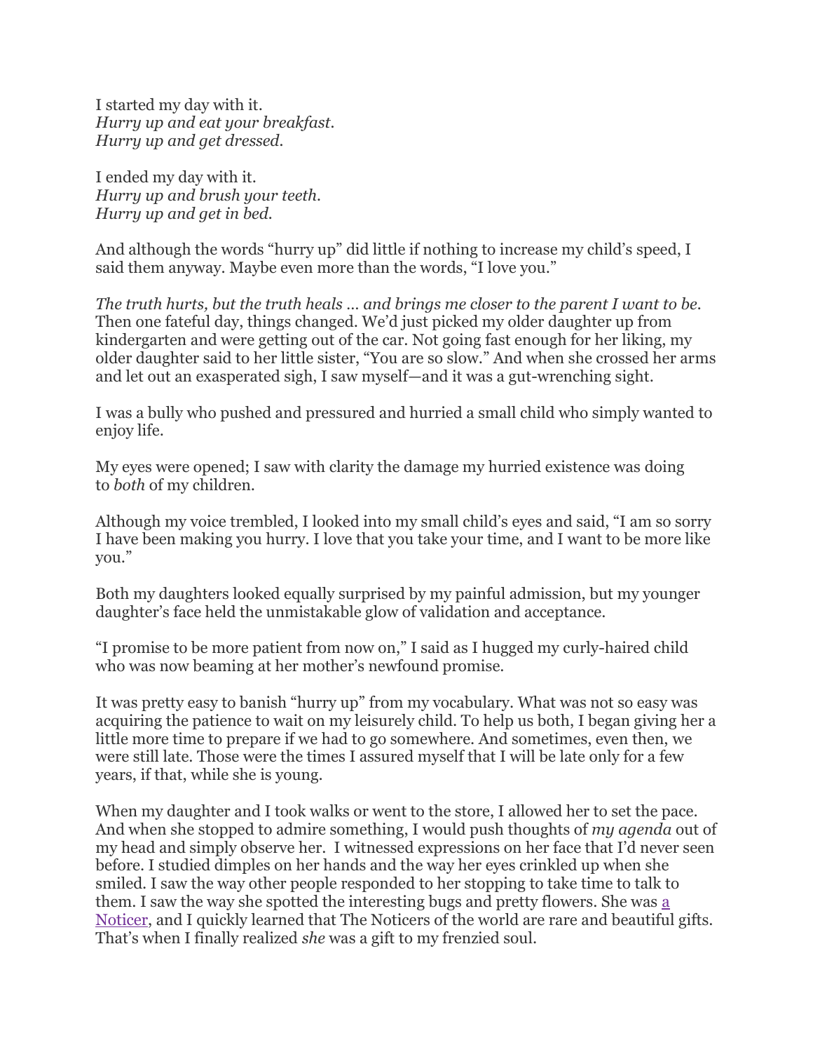I started my day with it.  
*Hurry up and eat your breakfast.*  
*Hurry up and get dressed.*

I ended my day with it.  
*Hurry up and brush your teeth.*  
*Hurry up and get in bed.*

And although the words "hurry up" did little if nothing to increase my child's speed, I said them anyway. Maybe even more than the words, "I love you."

*The truth hurts, but the truth heals … and brings me closer to the parent I want to be.*  
Then one fateful day, things changed. We'd just picked my older daughter up from kindergarten and were getting out of the car. Not going fast enough for her liking, my older daughter said to her little sister, "You are so slow." And when she crossed her arms and let out an exasperated sigh, I saw myself—and it was a gut-wrenching sight.

I was a bully who pushed and pressured and hurried a small child who simply wanted to enjoy life.

My eyes were opened; I saw with clarity the damage my hurried existence was doing to *both* of my children.

Although my voice trembled, I looked into my small child's eyes and said, "I am so sorry I have been making you hurry. I love that you take your time, and I want to be more like you."

Both my daughters looked equally surprised by my painful admission, but my younger daughter's face held the unmistakable glow of validation and acceptance.

"I promise to be more patient from now on," I said as I hugged my curly-haired child who was now beaming at her mother's newfound promise.

It was pretty easy to banish "hurry up" from my vocabulary. What was not so easy was acquiring the patience to wait on my leisurely child. To help us both, I began giving her a little more time to prepare if we had to go somewhere. And sometimes, even then, we were still late. Those were the times I assured myself that I will be late only for a few years, if that, while she is young.

When my daughter and I took walks or went to the store, I allowed her to set the pace. And when she stopped to admire something, I would push thoughts of *my agenda* out of my head and simply observe her. I witnessed expressions on her face that I'd never seen before. I studied dimples on her hands and the way her eyes crinkled up when she smiled. I saw the way other people responded to her stopping to take time to talk to them. I saw the way she spotted the interesting bugs and pretty flowers. She was a Noticer, and I quickly learned that The Noticers of the world are rare and beautiful gifts. That's when I finally realized *she* was a gift to my frenzied soul.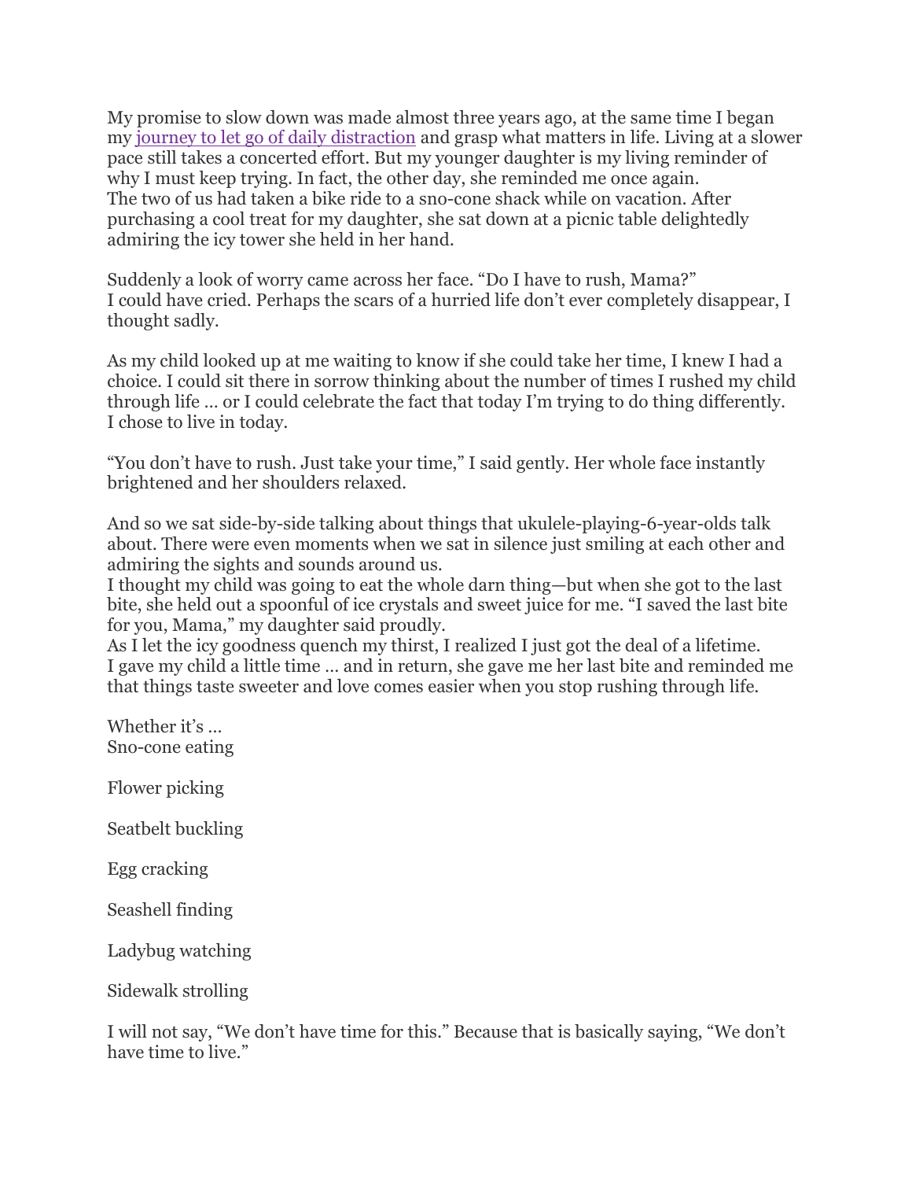My promise to slow down was made almost three years ago, at the same time I began my [journey to let go of daily distraction]() and grasp what matters in life. Living at a slower pace still takes a concerted effort. But my younger daughter is my living reminder of why I must keep trying. In fact, the other day, she reminded me once again.
The two of us had taken a bike ride to a sno-cone shack while on vacation. After purchasing a cool treat for my daughter, she sat down at a picnic table delightedly admiring the icy tower she held in her hand.

Suddenly a look of worry came across her face. "Do I have to rush, Mama?"
I could have cried. Perhaps the scars of a hurried life don't ever completely disappear, I thought sadly.

As my child looked up at me waiting to know if she could take her time, I knew I had a choice. I could sit there in sorrow thinking about the number of times I rushed my child through life … or I could celebrate the fact that today I'm trying to do thing differently.
I chose to live in today.

"You don't have to rush. Just take your time," I said gently. Her whole face instantly brightened and her shoulders relaxed.

And so we sat side-by-side talking about things that ukulele-playing-6-year-olds talk about. There were even moments when we sat in silence just smiling at each other and admiring the sights and sounds around us.
I thought my child was going to eat the whole darn thing—but when she got to the last bite, she held out a spoonful of ice crystals and sweet juice for me. "I saved the last bite for you, Mama," my daughter said proudly.
As I let the icy goodness quench my thirst, I realized I just got the deal of a lifetime.
I gave my child a little time … and in return, she gave me her last bite and reminded me that things taste sweeter and love comes easier when you stop rushing through life.

Whether it's …
Sno-cone eating

Flower picking

Seatbelt buckling

Egg cracking

Seashell finding

Ladybug watching

Sidewalk strolling

I will not say, "We don't have time for this." Because that is basically saying, "We don't have time to live."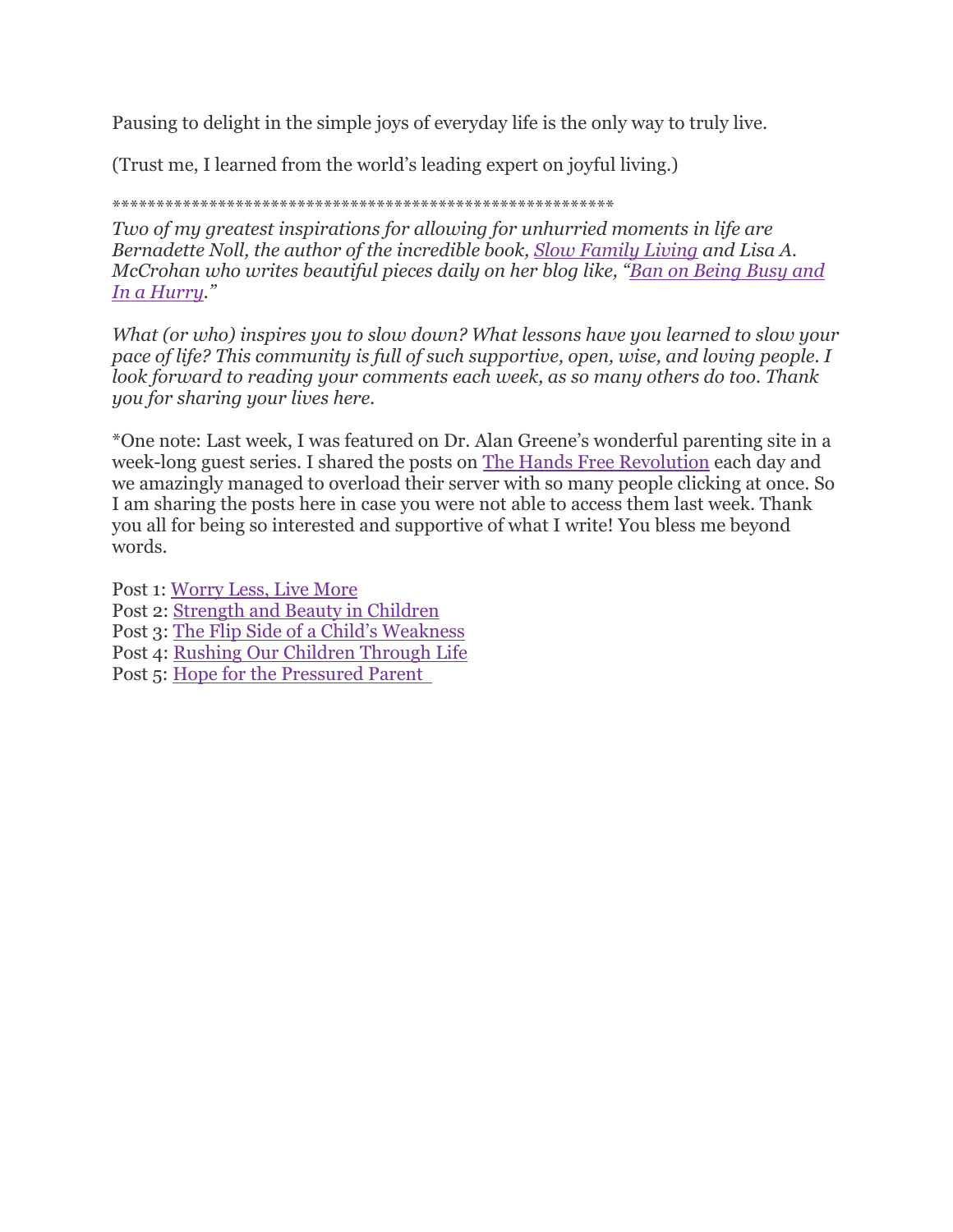Pausing to delight in the simple joys of everyday life is the only way to truly live.

(Trust me, I learned from the world's leading expert on joyful living.)

************************************************************

*Two of my greatest inspirations for allowing for unhurried moments in life are Bernadette Noll, the author of the incredible book, Slow Family Living and Lisa A. McCrohan who writes beautiful pieces daily on her blog like, "Ban on Being Busy and In a Hurry."*

*What (or who) inspires you to slow down? What lessons have you learned to slow your pace of life? This community is full of such supportive, open, wise, and loving people. I look forward to reading your comments each week, as so many others do too. Thank you for sharing your lives here.*

*One note: Last week, I was featured on Dr. Alan Greene's wonderful parenting site in a week-long guest series. I shared the posts on The Hands Free Revolution each day and we amazingly managed to overload their server with so many people clicking at once. So I am sharing the posts here in case you were not able to access them last week. Thank you all for being so interested and supportive of what I write! You bless me beyond words.

Post 1: Worry Less, Live More
Post 2: Strength and Beauty in Children
Post 3: The Flip Side of a Child's Weakness
Post 4: Rushing Our Children Through Life
Post 5: Hope for the Pressured Parent